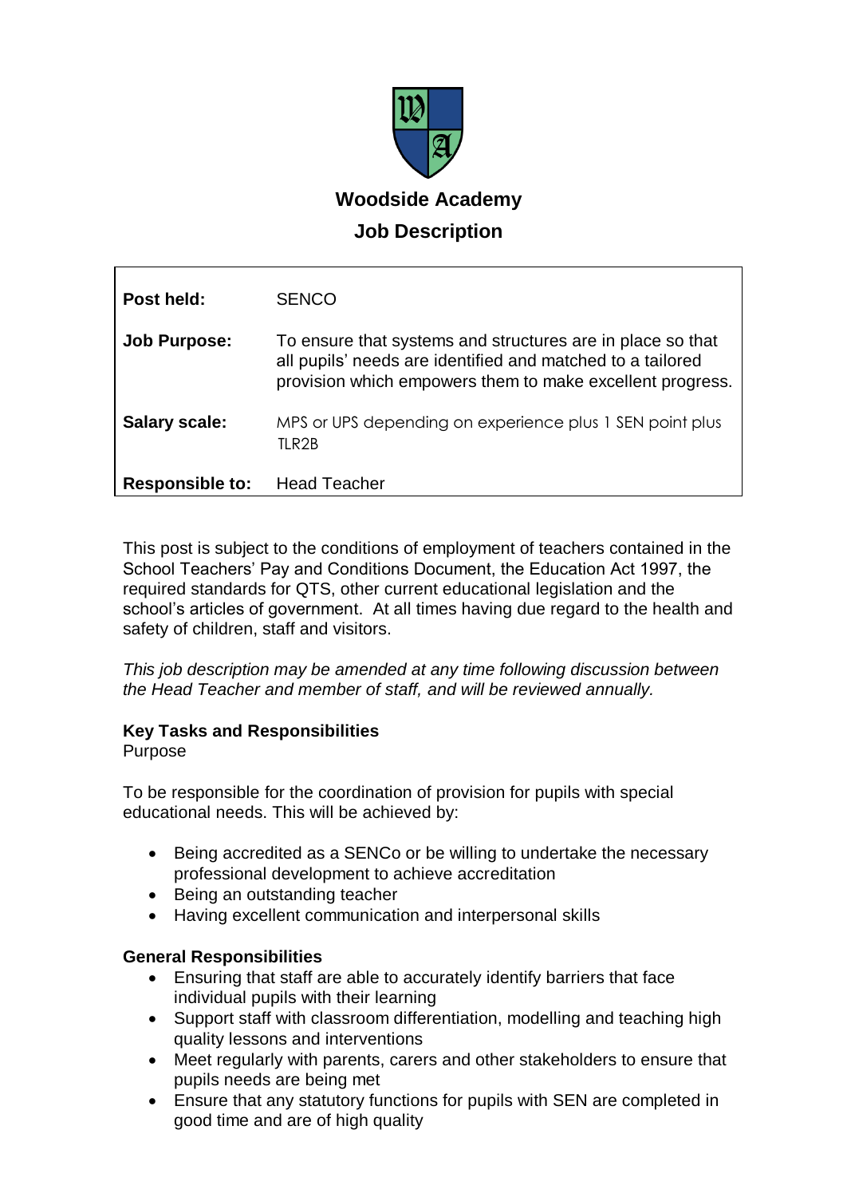# Woodside Academy

## Job Description

| | |
|---|---|
| **Post held:** | SENCO |
| **Job Purpose:** | To ensure that systems and structures are in place so that all pupils' needs are identified and matched to a tailored provision which empowers them to make excellent progress. |
| **Salary scale:** | MPS or UPS depending on experience plus 1 SEN point plus TLR2B |
| **Responsible to:** | Head Teacher |

This post is subject to the conditions of employment of teachers contained in the School Teachers' Pay and Conditions Document, the Education Act 1997, the required standards for QTS, other current educational legislation and the school's articles of government. At all times having due regard to the health and safety of children, staff and visitors.

*This job description may be amended at any time following discussion between the Head Teacher and member of staff, and will be reviewed annually.*

**Key Tasks and Responsibilities**

Purpose

To be responsible for the coordination of provision for pupils with special educational needs. This will be achieved by:

- Being accredited as a SENCo or be willing to undertake the necessary professional development to achieve accreditation
- Being an outstanding teacher
- Having excellent communication and interpersonal skills

**General Responsibilities**

- Ensuring that staff are able to accurately identify barriers that face individual pupils with their learning
- Support staff with classroom differentiation, modelling and teaching high quality lessons and interventions
- Meet regularly with parents, carers and other stakeholders to ensure that pupils needs are being met
- Ensure that any statutory functions for pupils with SEN are completed in good time and are of high quality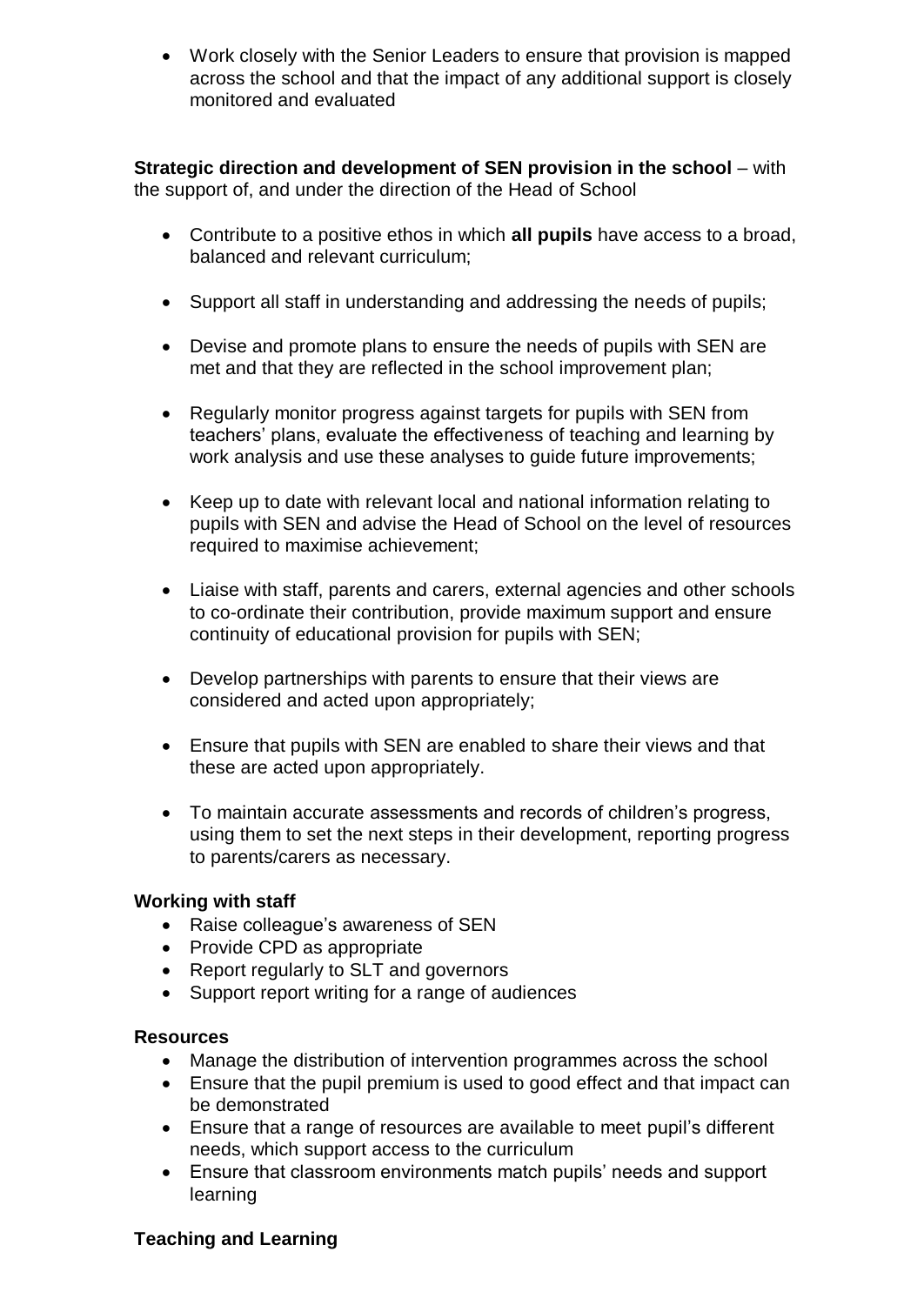- Work closely with the Senior Leaders to ensure that provision is mapped across the school and that the impact of any additional support is closely monitored and evaluated

**Strategic direction and development of SEN provision in the school** – with the support of, and under the direction of the Head of School

- Contribute to a positive ethos in which **all pupils** have access to a broad, balanced and relevant curriculum;
- Support all staff in understanding and addressing the needs of pupils;
- Devise and promote plans to ensure the needs of pupils with SEN are met and that they are reflected in the school improvement plan;
- Regularly monitor progress against targets for pupils with SEN from teachers' plans, evaluate the effectiveness of teaching and learning by work analysis and use these analyses to guide future improvements;
- Keep up to date with relevant local and national information relating to pupils with SEN and advise the Head of School on the level of resources required to maximise achievement;
- Liaise with staff, parents and carers, external agencies and other schools to co-ordinate their contribution, provide maximum support and ensure continuity of educational provision for pupils with SEN;
- Develop partnerships with parents to ensure that their views are considered and acted upon appropriately;
- Ensure that pupils with SEN are enabled to share their views and that these are acted upon appropriately.
- To maintain accurate assessments and records of children's progress, using them to set the next steps in their development, reporting progress to parents/carers as necessary.

**Working with staff**

- Raise colleague's awareness of SEN
- Provide CPD as appropriate
- Report regularly to SLT and governors
- Support report writing for a range of audiences

**Resources**

- Manage the distribution of intervention programmes across the school
- Ensure that the pupil premium is used to good effect and that impact can be demonstrated
- Ensure that a range of resources are available to meet pupil's different needs, which support access to the curriculum
- Ensure that classroom environments match pupils' needs and support learning

**Teaching and Learning**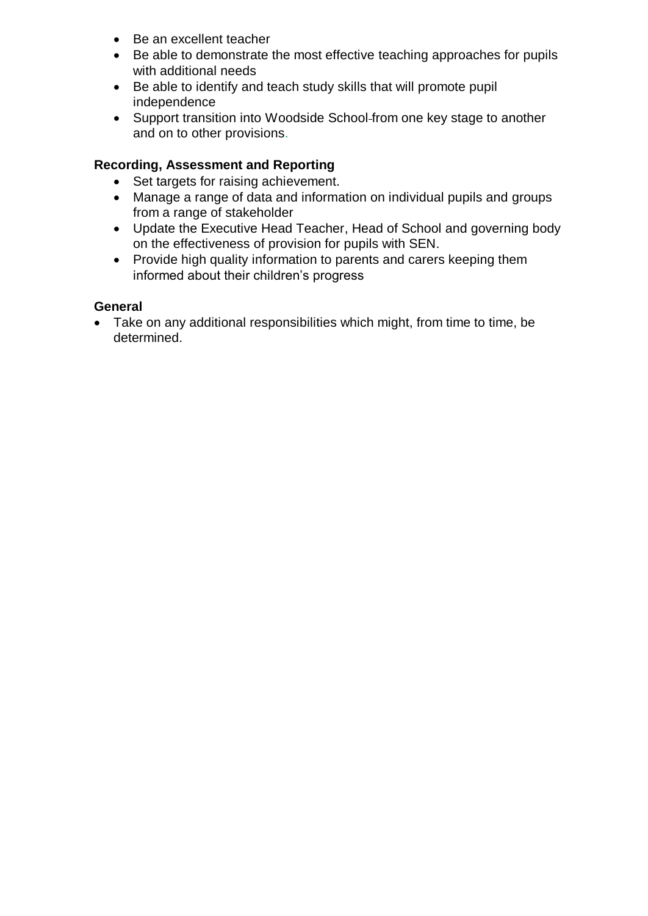- Be an excellent teacher
- Be able to demonstrate the most effective teaching approaches for pupils with additional needs
- Be able to identify and teach study skills that will promote pupil independence
- Support transition into Woodside School from one key stage to another and on to other provisions.

**Recording, Assessment and Reporting**

- Set targets for raising achievement.
- Manage a range of data and information on individual pupils and groups from a range of stakeholder
- Update the Executive Head Teacher, Head of School and governing body on the effectiveness of provision for pupils with SEN.
- Provide high quality information to parents and carers keeping them informed about their children's progress

**General**

- Take on any additional responsibilities which might, from time to time, be determined.